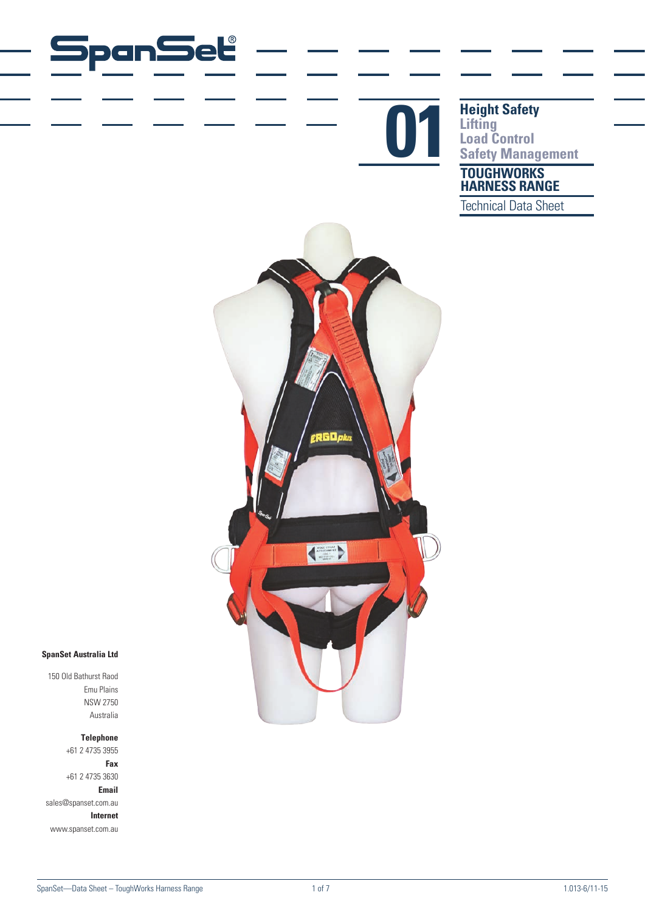# SpanSet®

# 01

**Height Safety**
Lifting
Load Control
Safety Management

## TOUGHWORKS HARNESS RANGE

Technical Data Sheet

**SpanSet Australia Ltd**

150 Old Bathurst Raod
Emu Plains
NSW 2750
Australia

**Telephone**
+61 2 4735 3955

**Fax**
+61 2 4735 3630

**Email**
sales@spanset.com.au

**Internet**
www.spanset.com.au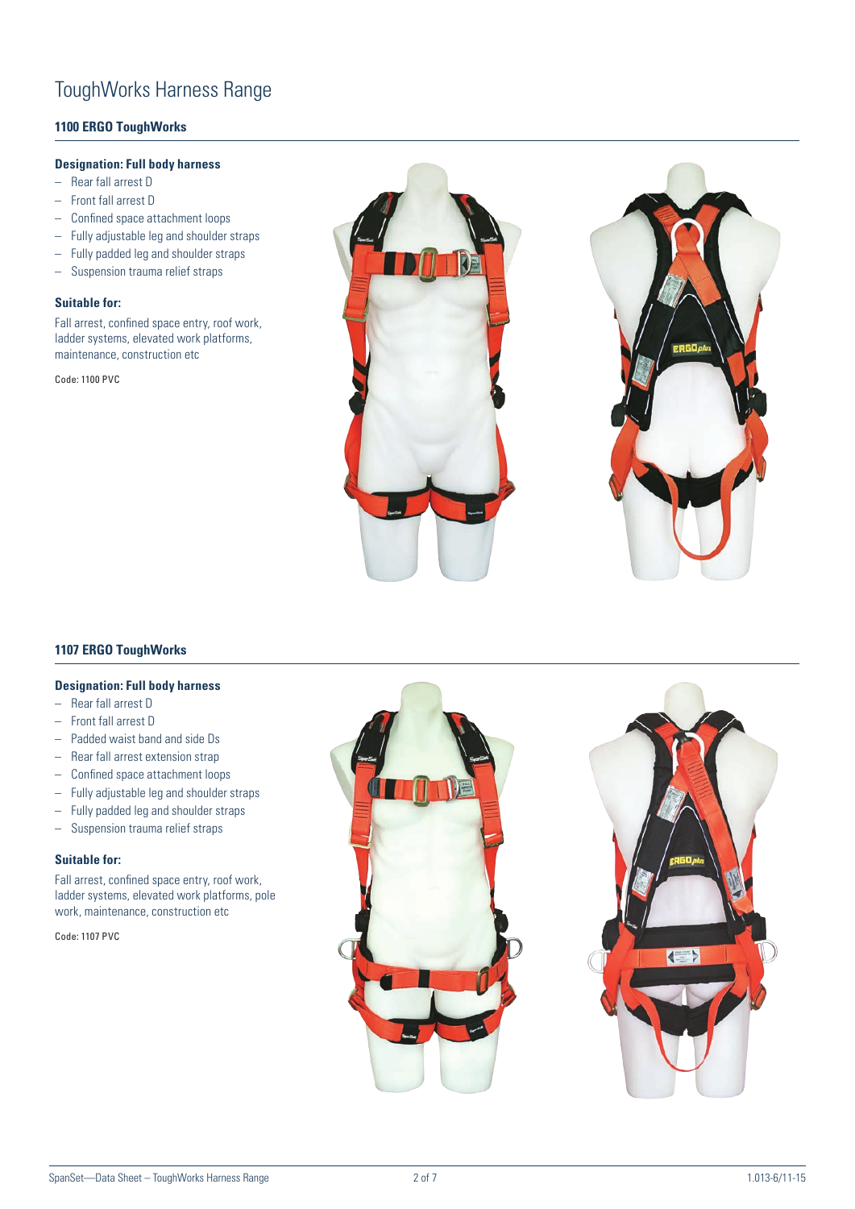# ToughWorks Harness Range

## 1100 ERGO ToughWorks

### Designation: Full body harness

- Rear fall arrest D
- Front fall arrest D
- Confined space attachment loops
- Fully adjustable leg and shoulder straps
- Fully padded leg and shoulder straps
- Suspension trauma relief straps

### Suitable for:

Fall arrest, confined space entry, roof work, ladder systems, elevated work platforms, maintenance, construction etc

Code: 1100 PVC

## 1107 ERGO ToughWorks

### Designation: Full body harness

- Rear fall arrest D
- Front fall arrest D
- Padded waist band and side Ds
- Rear fall arrest extension strap
- Confined space attachment loops
- Fully adjustable leg and shoulder straps
- Fully padded leg and shoulder straps
- Suspension trauma relief straps

### Suitable for:

Fall arrest, confined space entry, roof work, ladder systems, elevated work platforms, pole work, maintenance, construction etc

Code: 1107 PVC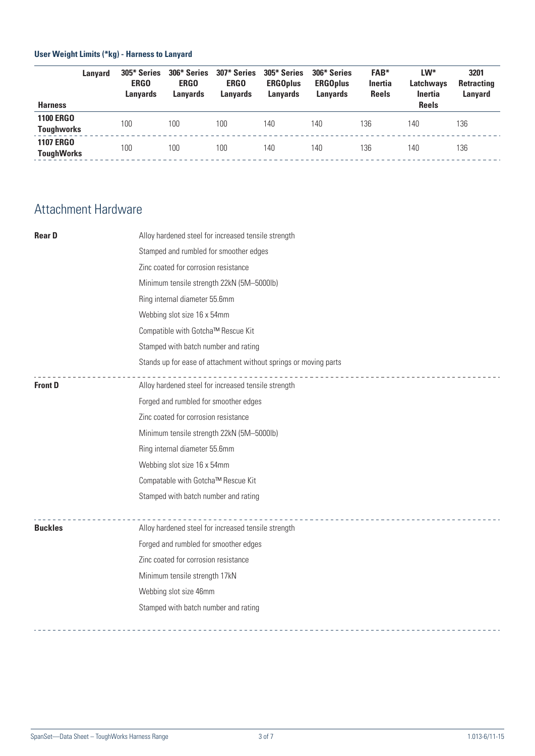**User Weight Limits (*kg) - Harness to Lanyard**

| Harness \ Lanyard | 305* Series ERGO Lanyards | 306* Series ERGO Lanyards | 307* Series ERGO Lanyards | 305* Series ERGOplus Lanyards | 306* Series ERGOplus Lanyards | FAB* Inertia Reels | LW* Latchways Inertia Reels | 3201 Retracting Lanyard |
|---|---|---|---|---|---|---|---|---|
| **1100 ERGO Toughworks** | 100 | 100 | 100 | 140 | 140 | 136 | 140 | 136 |
| **1107 ERGO ToughWorks** | 100 | 100 | 100 | 140 | 140 | 136 | 140 | 136 |

## Attachment Hardware

**Rear D**

- Alloy hardened steel for increased tensile strength
- Stamped and rumbled for smoother edges
- Zinc coated for corrosion resistance
- Minimum tensile strength 22kN (5M–5000lb)
- Ring internal diameter 55.6mm
- Webbing slot size 16 x 54mm
- Compatible with Gotcha™ Rescue Kit
- Stamped with batch number and rating
- Stands up for ease of attachment without springs or moving parts

**Front D**

- Alloy hardened steel for increased tensile strength
- Forged and rumbled for smoother edges
- Zinc coated for corrosion resistance
- Minimum tensile strength 22kN (5M–5000lb)
- Ring internal diameter 55.6mm
- Webbing slot size 16 x 54mm
- Compatable with Gotcha™ Rescue Kit
- Stamped with batch number and rating

**Buckles**

- Alloy hardened steel for increased tensile strength
- Forged and rumbled for smoother edges
- Zinc coated for corrosion resistance
- Minimum tensile strength 17kN
- Webbing slot size 46mm
- Stamped with batch number and rating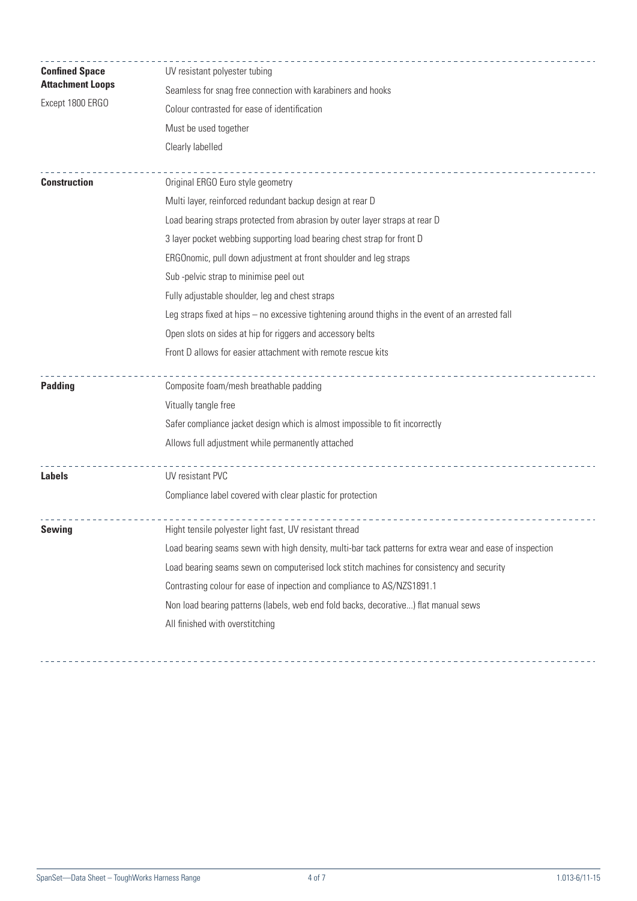| | |
|---|---|
| **Confined Space Attachment Loops** Except 1800 ERGO | UV resistant polyester tubing |
| | Seamless for snag free connection with karabiners and hooks |
| | Colour contrasted for ease of identification |
| | Must be used together |
| | Clearly labelled |
| **Construction** | Original ERGO Euro style geometry |
| | Multi layer, reinforced redundant backup design at rear D |
| | Load bearing straps protected from abrasion by outer layer straps at rear D |
| | 3 layer pocket webbing supporting load bearing chest strap for front D |
| | ERGOnomic, pull down adjustment at front shoulder and leg straps |
| | Sub -pelvic strap to minimise peel out |
| | Fully adjustable shoulder, leg and chest straps |
| | Leg straps fixed at hips – no excessive tightening around thighs in the event of an arrested fall |
| | Open slots on sides at hip for riggers and accessory belts |
| | Front D allows for easier attachment with remote rescue kits |
| **Padding** | Composite foam/mesh breathable padding |
| | Vitually tangle free |
| | Safer compliance jacket design which is almost impossible to fit incorrectly |
| | Allows full adjustment while permanently attached |
| **Labels** | UV resistant PVC |
| | Compliance label covered with clear plastic for protection |
| **Sewing** | Hight tensile polyester light fast, UV resistant thread |
| | Load bearing seams sewn with high density, multi-bar tack patterns for extra wear and ease of inspection |
| | Load bearing seams sewn on computerised lock stitch machines for consistency and security |
| | Contrasting colour for ease of inpection and compliance to AS/NZS1891.1 |
| | Non load bearing patterns (labels, web end fold backs, decorative...) flat manual sews |
| | All finished with overstitching |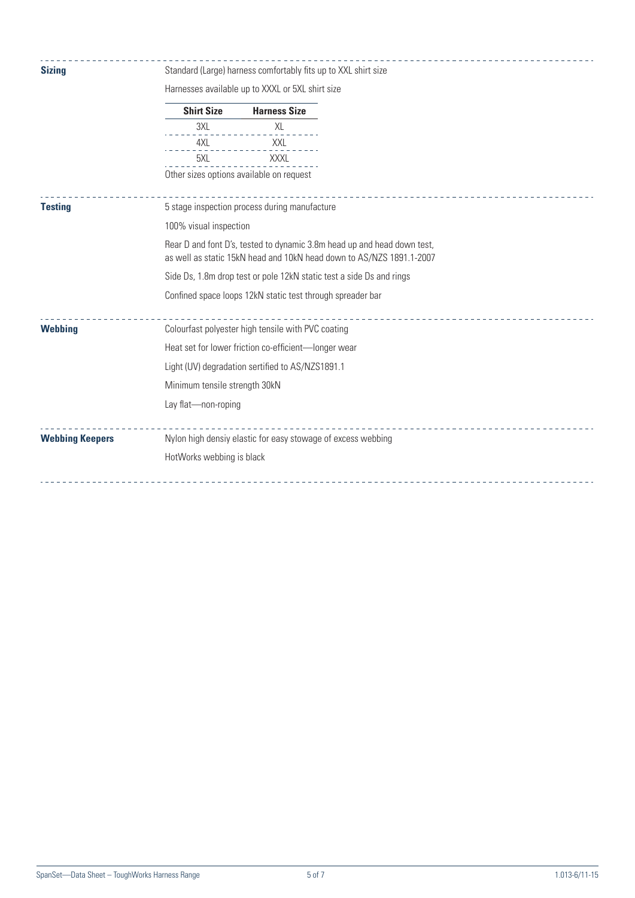**Sizing**

Standard (Large) harness comfortably fits up to XXL shirt size

Harnesses available up to XXXL or 5XL shirt size

| Shirt Size | Harness Size |
|---|---|
| 3XL | XL |
| 4XL | XXL |
| 5XL | XXXL |

Other sizes options available on request

**Testing**

5 stage inspection process during manufacture

100% visual inspection

Rear D and font D's, tested to dynamic 3.8m head up and head down test, as well as static 15kN head and 10kN head down to AS/NZS 1891.1-2007

Side Ds, 1.8m drop test or pole 12kN static test a side Ds and rings

Confined space loops 12kN static test through spreader bar

**Webbing**

Colourfast polyester high tensile with PVC coating

Heat set for lower friction co-efficient—longer wear

Light (UV) degradation sertified to AS/NZS1891.1

Minimum tensile strength 30kN

Lay flat—non-roping

**Webbing Keepers**

Nylon high densiy elastic for easy stowage of excess webbing

HotWorks webbing is black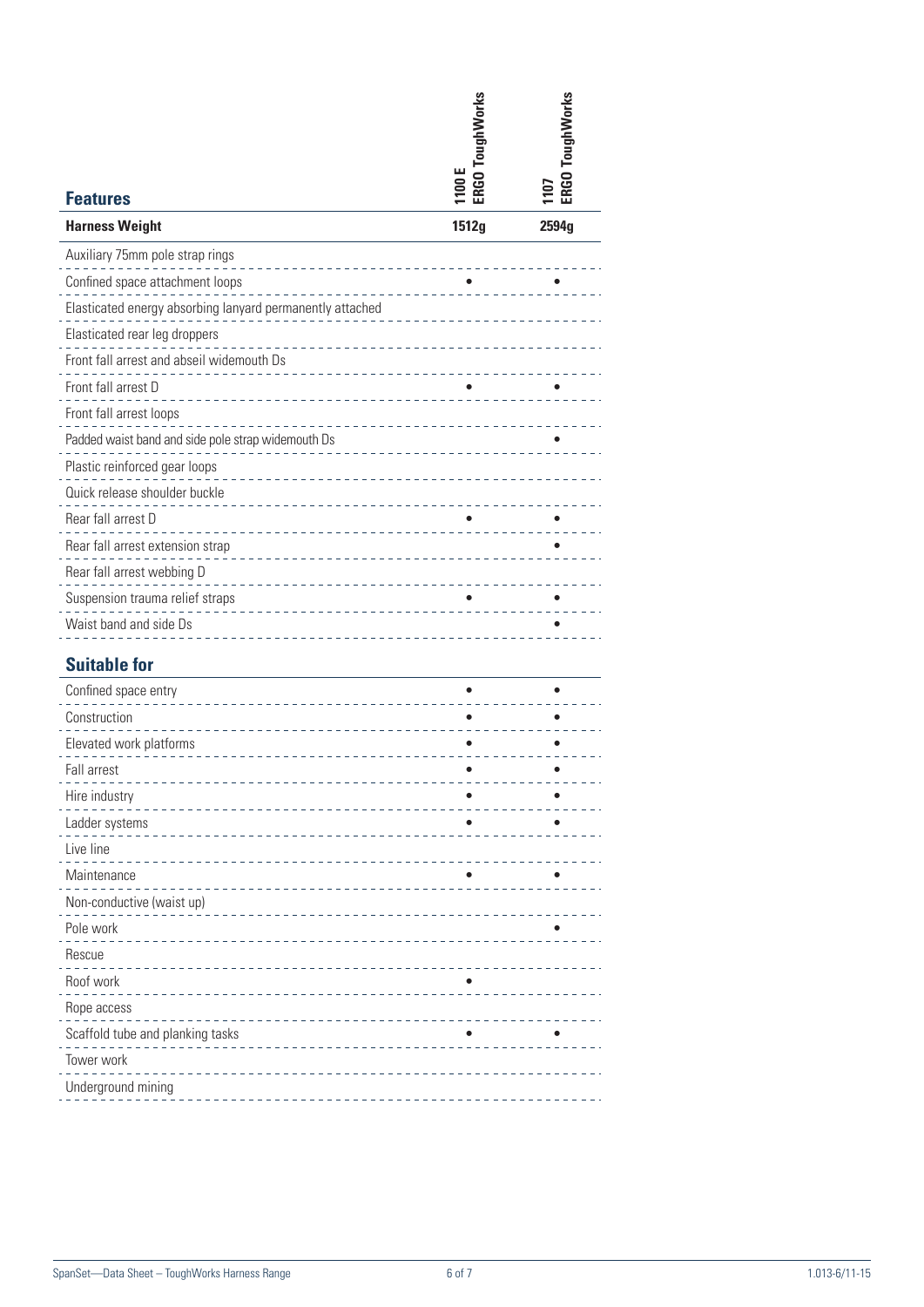| **Features** | 1100 E ERGO ToughWorks | 1107 ERGO ToughWorks |
|---|---|---|
| **Harness Weight** | **1512g** | **2594g** |
| Auxiliary 75mm pole strap rings | | |
| Confined space attachment loops | • | • |
| Elasticated energy absorbing lanyard permanently attached | | |
| Elasticated rear leg droppers | | |
| Front fall arrest and abseil widemouth Ds | | |
| Front fall arrest D | • | • |
| Front fall arrest loops | | |
| Padded waist band and side pole strap widemouth Ds | | • |
| Plastic reinforced gear loops | | |
| Quick release shoulder buckle | | |
| Rear fall arrest D | • | • |
| Rear fall arrest extension strap | | • |
| Rear fall arrest webbing D | | |
| Suspension trauma relief straps | • | • |
| Waist band and side Ds | | • |

## Suitable for

| Suitable for | 1100 E ERGO ToughWorks | 1107 ERGO ToughWorks |
|---|---|---|
| Confined space entry | • | • |
| Construction | • | • |
| Elevated work platforms | • | • |
| Fall arrest | • | • |
| Hire industry | • | • |
| Ladder systems | • | • |
| Live line | | |
| Maintenance | • | • |
| Non-conductive (waist up) | | |
| Pole work | | • |
| Rescue | | |
| Roof work | • | |
| Rope access | | |
| Scaffold tube and planking tasks | • | • |
| Tower work | | |
| Underground mining | | |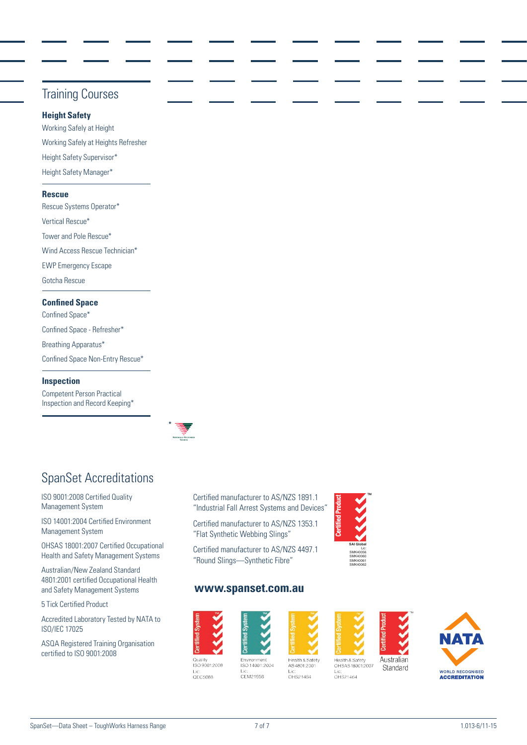## Training Courses

### Height Safety

Working Safely at Height

Working Safely at Heights Refresher

Height Safety Supervisor*

Height Safety Manager*

### Rescue

Rescue Systems Operator*

Vertical Rescue*

Tower and Pole Rescue*

Wind Access Rescue Technician*

EWP Emergency Escape

Gotcha Rescue

### Confined Space

Confined Space*

Confined Space - Refresher*

Breathing Apparatus*

Confined Space Non-Entry Rescue*

### Inspection

Competent Person Practical Inspection and Record Keeping*

*

Nationally Recognised Training

## SpanSet Accreditations

ISO 9001:2008 Certified Quality Management System

ISO 14001:2004 Certified Environment Management System

OHSAS 18001:2007 Certified Occupational Health and Safety Management Systems

Australian/New Zealand Standard 4801:2001 certified Occupational Health and Safety Management Systems

5 Tick Certified Product

Accredited Laboratory Tested by NATA to ISO/IEC 17025

ASQA Registered Training Organisation certified to ISO 9001:2008

Certified manufacturer to AS/NZS 1891.1 "Industrial Fall Arrest Systems and Devices"

Certified manufacturer to AS/NZS 1353.1 "Flat Synthetic Webbing Slings"

Certified manufacturer to AS/NZS 4497.1 "Round Slings—Synthetic Fibre"

Certified Product ™
SAI Global
Lic:
SMK40056
SMK40060
SMK40061
SMK40062

**www.spanset.com.au**

Certified System ™
Quality
ISO 9001:2008
Lic:
QEC5088

Certified System ™
Environment
ISO 14001:2004
Lic:
CEM21958

Certified System ™
Health & Safety
AS4801:2001
Lic:
OHS21464

Certified System ™
Health & Safety
OHSAS 18001:2007
Lic:
OHS21464

Certified Product ™
Australian Standard

NATA
WORLD RECOGNISED ACCREDITATION